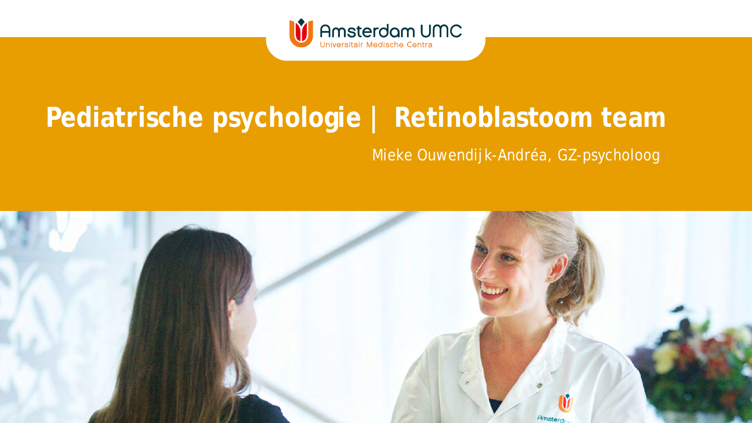# Pediatrische psychologie | Retinoblastoom team

Mieke Ouwendijk-Andréa, GZ-psycholoog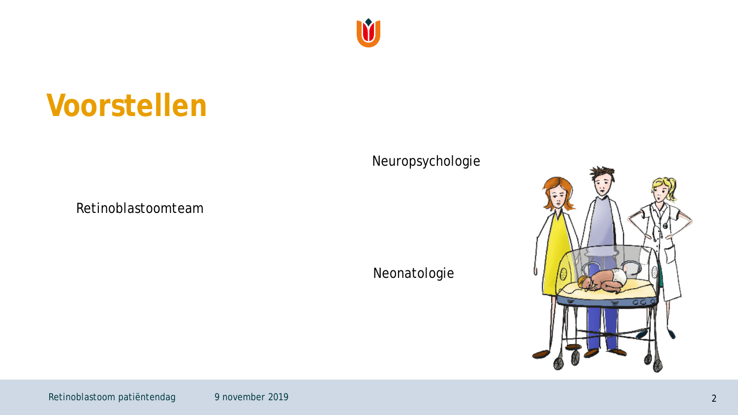# Voorstellen

Retinoblastoomteam

Neuropsychologie

Neonatologie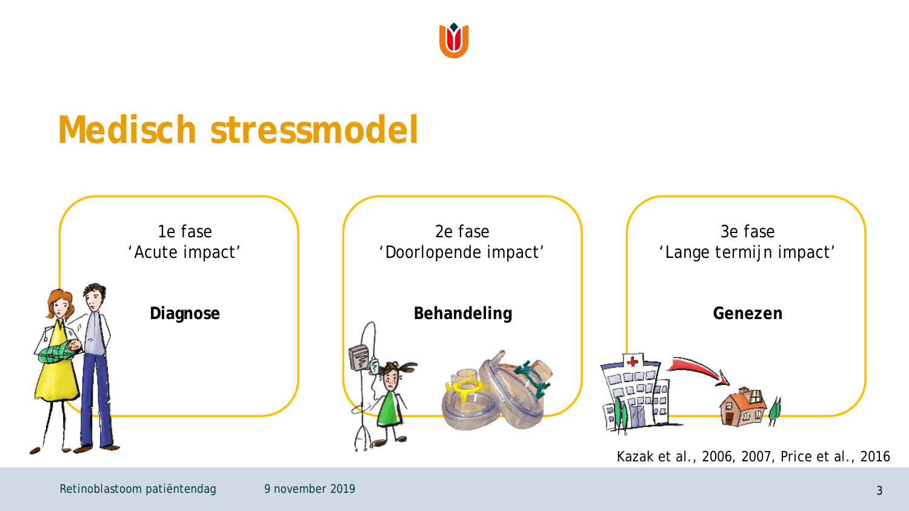# Medisch stressmodel

1e fase
'Acute impact'

**Diagnose**

2e fase
'Doorlopende impact'

**Behandeling**

3e fase
'Lange termijn impact'

**Genezen**

Kazak et al., 2006, 2007, Price et al., 2016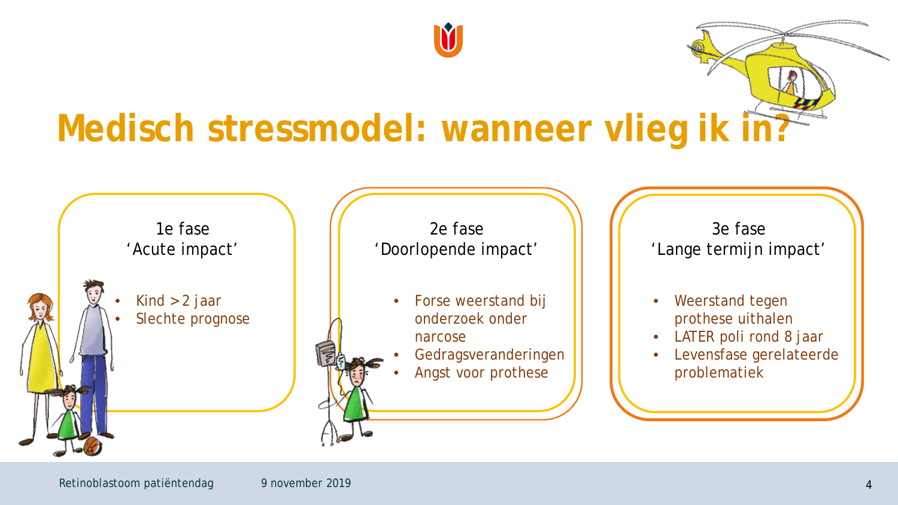# Medisch stressmodel: wanneer vlieg ik in?

### 1e fase
### ‘Acute impact’

- Kind > 2 jaar
- Slechte prognose

### 2e fase
### ‘Doorlopende impact’

- Forse weerstand bij onderzoek onder narcose
- Gedragsveranderingen
- Angst voor prothese

### 3e fase
### ‘Lange termijn impact’

- Weerstand tegen prothese uithalen
- LATER poli rond 8 jaar
- Levensfase gerelateerde problematiek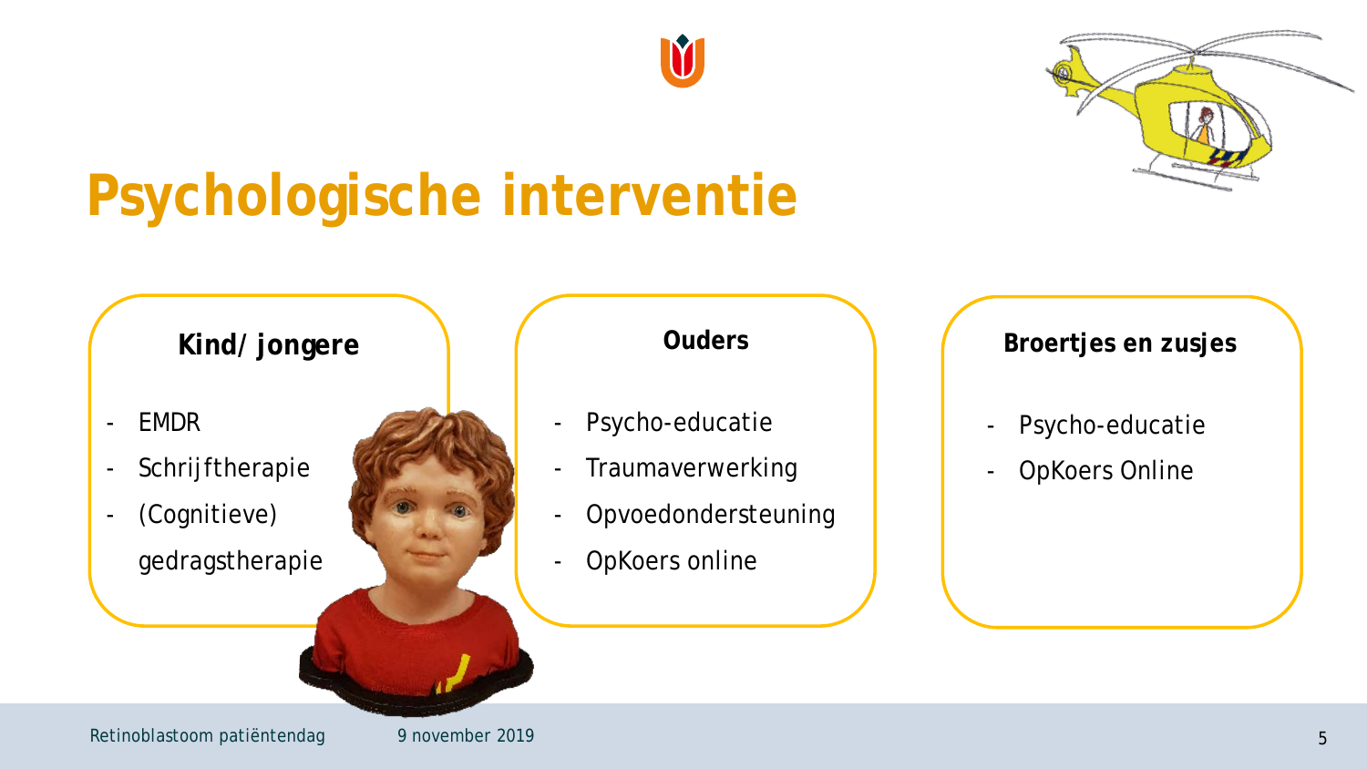# Psychologische interventie

**Kind/ jongere**

- EMDR
- Schrijftherapie
- (Cognitieve) gedragstherapie

**Ouders**

- Psycho-educatie
- Traumaverwerking
- Opvoedondersteuning
- OpKoers online

**Broertjes en zusjes**

- Psycho-educatie
- OpKoers Online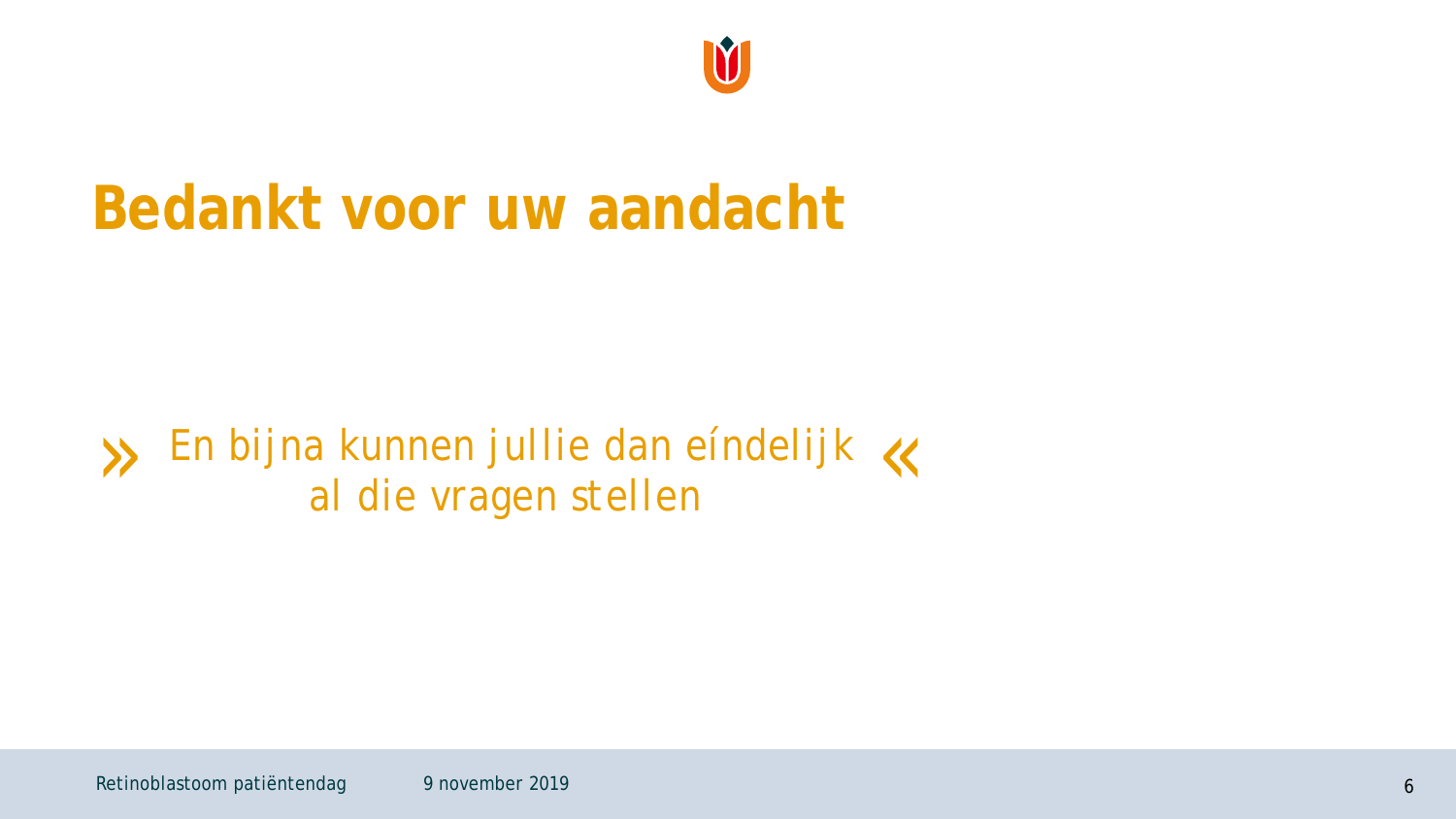# Bedankt voor uw aandacht

» En bijna kunnen jullie dan eíndelijk al die vragen stellen «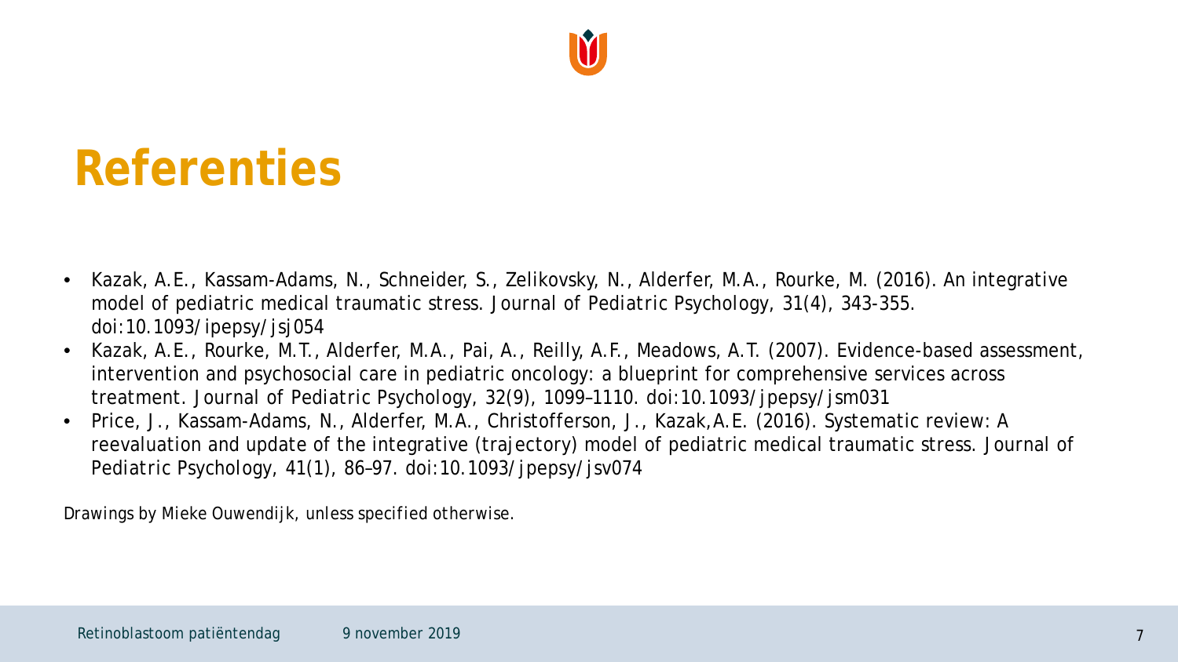# Referenties

- Kazak, A.E., Kassam-Adams, N., Schneider, S., Zelikovsky, N., Alderfer, M.A., Rourke, M. (2016). An integrative model of pediatric medical traumatic stress. Journal of Pediatric Psychology, 31(4), 343-355. doi:10.1093/ipepsy/jsj054
- Kazak, A.E., Rourke, M.T., Alderfer, M.A., Pai, A., Reilly, A.F., Meadows, A.T. (2007). Evidence-based assessment, intervention and psychosocial care in pediatric oncology: a blueprint for comprehensive services across treatment. Journal of Pediatric Psychology, 32(9), 1099–1110. doi:10.1093/jpepsy/jsm031
- Price, J., Kassam-Adams, N., Alderfer, M.A., Christofferson, J., Kazak,A.E. (2016). Systematic review: A reevaluation and update of the integrative (trajectory) model of pediatric medical traumatic stress. Journal of Pediatric Psychology, 41(1), 86–97. doi:10.1093/jpepsy/jsv074

*Drawings by Mieke Ouwendijk, unless specified otherwise.*